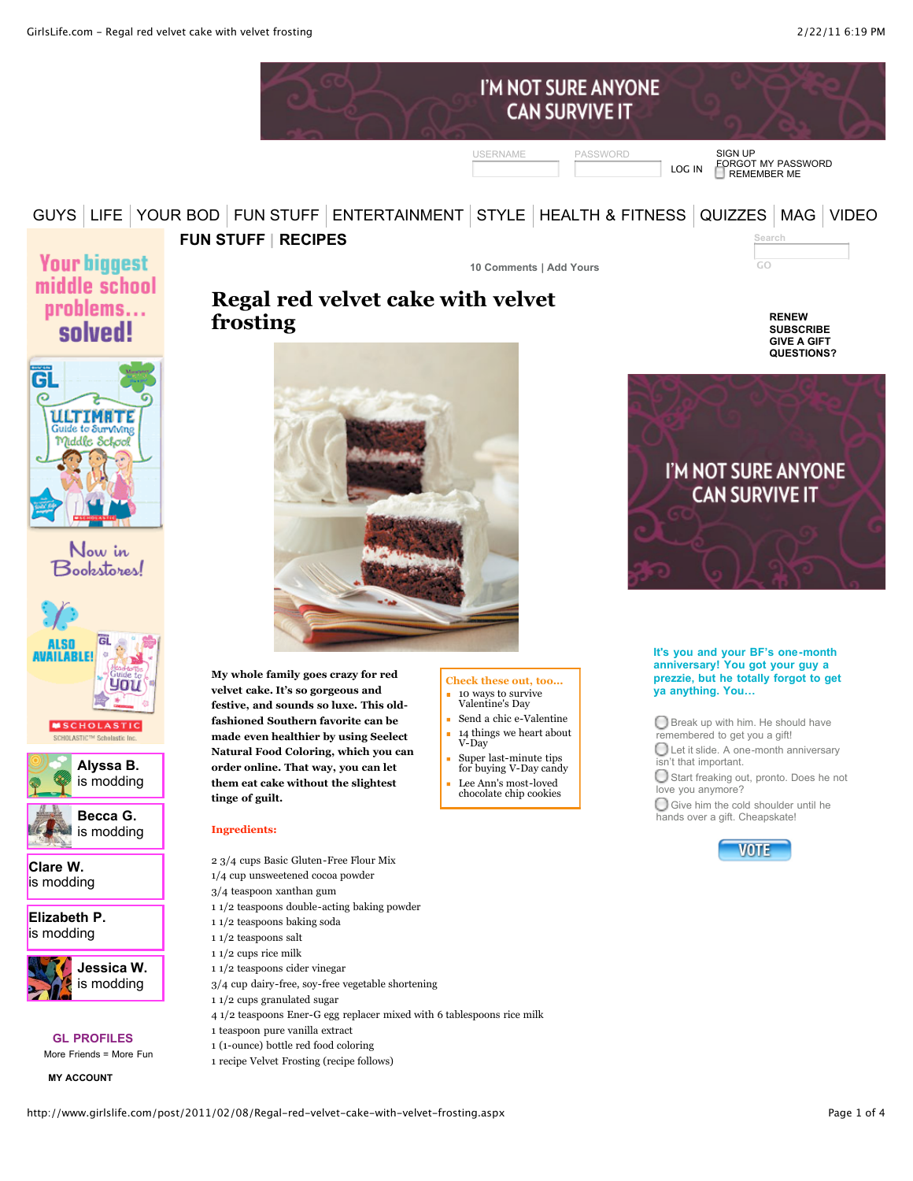# Regal red velvet cake with velvet frosting

FUN STUFF | RECIPES

10 Comments | Add Yours

**My whole family goes crazy for red velvet cake. It's so gorgeous and festive, and sounds so luxe. This old-fashioned Southern favorite can be made even healthier by using Seelect Natural Food Coloring, which you can order online. That way, you can let them eat cake without the slightest tinge of guilt.**

**Check these out, too...**

- 10 ways to survive Valentine's Day
- Send a chic e-Valentine
- 14 things we heart about V-Day
- Super last-minute tips for buying V-Day candy
- Lee Ann's most-loved chocolate chip cookies

**Ingredients:**

2 3/4 cups Basic Gluten-Free Flour Mix
1/4 cup unsweetened cocoa powder
3/4 teaspoon xanthan gum
1 1/2 teaspoons double-acting baking powder
1 1/2 teaspoons baking soda
1 1/2 teaspoons salt
1 1/2 cups rice milk
1 1/2 teaspoons cider vinegar
3/4 cup dairy-free, soy-free vegetable shortening
1 1/2 cups granulated sugar
4 1/2 teaspoons Ener-G egg replacer mixed with 6 tablespoons rice milk
1 teaspoon pure vanilla extract
1 (1-ounce) bottle red food coloring
1 recipe Velvet Frosting (recipe follows)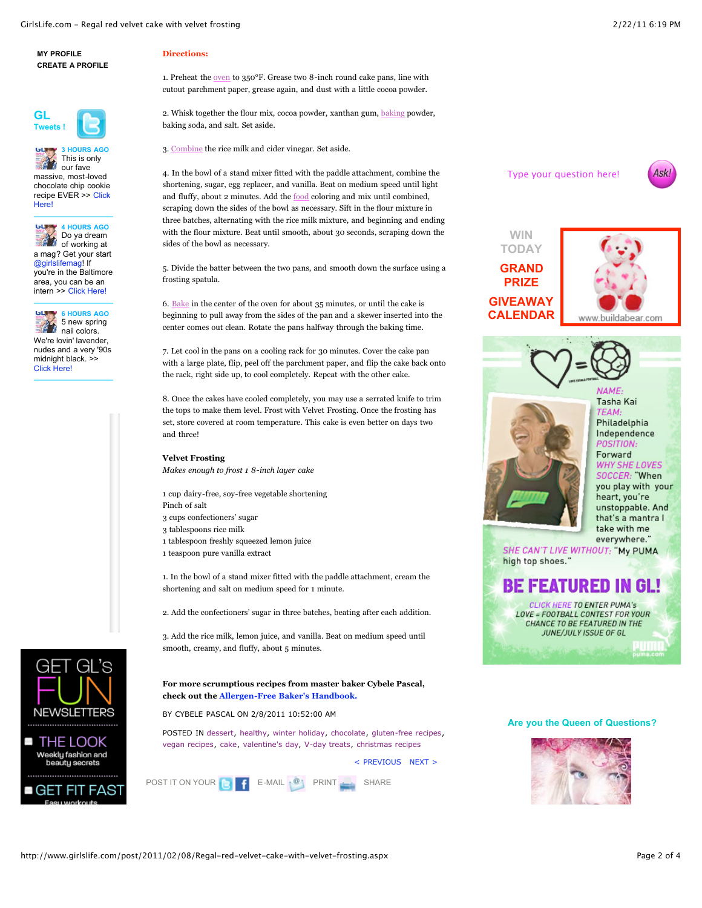MY PROFILE
CREATE A PROFILE

GL Tweets !

3 HOURS AGO This is only our fave massive, most-loved chocolate chip cookie recipe EVER >> Click Here!

4 HOURS AGO Do ya dream of working at a mag? Get your start @girlslifemag! If you're in the Baltimore area, you can be an intern >> Click Here!

6 HOURS AGO 5 new spring nail colors. We're lovin' lavender, nudes and a very '90s midnight black. >> Click Here!

**Directions:**

1. Preheat the oven to 350°F. Grease two 8-inch round cake pans, line with cutout parchment paper, grease again, and dust with a little cocoa powder.

2. Whisk together the flour mix, cocoa powder, xanthan gum, baking powder, baking soda, and salt. Set aside.

3. Combine the rice milk and cider vinegar. Set aside.

4. In the bowl of a stand mixer fitted with the paddle attachment, combine the shortening, sugar, egg replacer, and vanilla. Beat on medium speed until light and fluffy, about 2 minutes. Add the food coloring and mix until combined, scraping down the sides of the bowl as necessary. Sift in the flour mixture in three batches, alternating with the rice milk mixture, and beginning and ending with the flour mixture. Beat until smooth, about 30 seconds, scraping down the sides of the bowl as necessary.

5. Divide the batter between the two pans, and smooth down the surface using a frosting spatula.

6. Bake in the center of the oven for about 35 minutes, or until the cake is beginning to pull away from the sides of the pan and a skewer inserted into the center comes out clean. Rotate the pans halfway through the baking time.

7. Let cool in the pans on a cooling rack for 30 minutes. Cover the cake pan with a large plate, flip, peel off the parchment paper, and flip the cake back onto the rack, right side up, to cool completely. Repeat with the other cake.

8. Once the cakes have cooled completely, you may use a serrated knife to trim the tops to make them level. Frost with Velvet Frosting. Once the frosting has set, store covered at room temperature. This cake is even better on days two and three!

**Velvet Frosting**

*Makes enough to frost 1 8-inch layer cake*

1 cup dairy-free, soy-free vegetable shortening
Pinch of salt
3 cups confectioners' sugar
3 tablespoons rice milk
1 tablespoon freshly squeezed lemon juice
1 teaspoon pure vanilla extract

1. In the bowl of a stand mixer fitted with the paddle attachment, cream the shortening and salt on medium speed for 1 minute.

2. Add the confectioners' sugar in three batches, beating after each addition.

3. Add the rice milk, lemon juice, and vanilla. Beat on medium speed until smooth, creamy, and fluffy, about 5 minutes.

**For more scrumptious recipes from master baker Cybele Pascal, check out the Allergen-Free Baker's Handbook.**

BY CYBELE PASCAL ON 2/8/2011 10:52:00 AM

POSTED IN dessert, healthy, winter holiday, chocolate, gluten-free recipes, vegan recipes, cake, valentine's day, V-day treats, christmas recipes

< PREVIOUS NEXT >

POST IT ON YOUR E-MAIL PRINT SHARE

GET GL's FUN NEWSLETTERS

THE LOOK Weekly fashion and beauty secrets

GET FIT FAST Easy workouts

Type your question here! Ask!

WIN TODAY GRAND PRIZE GIVEAWAY CALENDAR

www.buildabear.com

NAME: Tasha Kai
TEAM: Philadelphia Independence
POSITION: Forward
WHY SHE LOVES SOCCER: "When you play with your heart, you're unstoppable. And that's a mantra I take with me everywhere."
SHE CAN'T LIVE WITHOUT: "My PUMA high top shoes."

BE FEATURED IN GL!

CLICK HERE TO ENTER PUMA's LOVE = FOOTBALL CONTEST FOR YOUR CHANCE TO BE FEATURED IN THE JUNE/JULY ISSUE OF GL

Are you the Queen of Questions?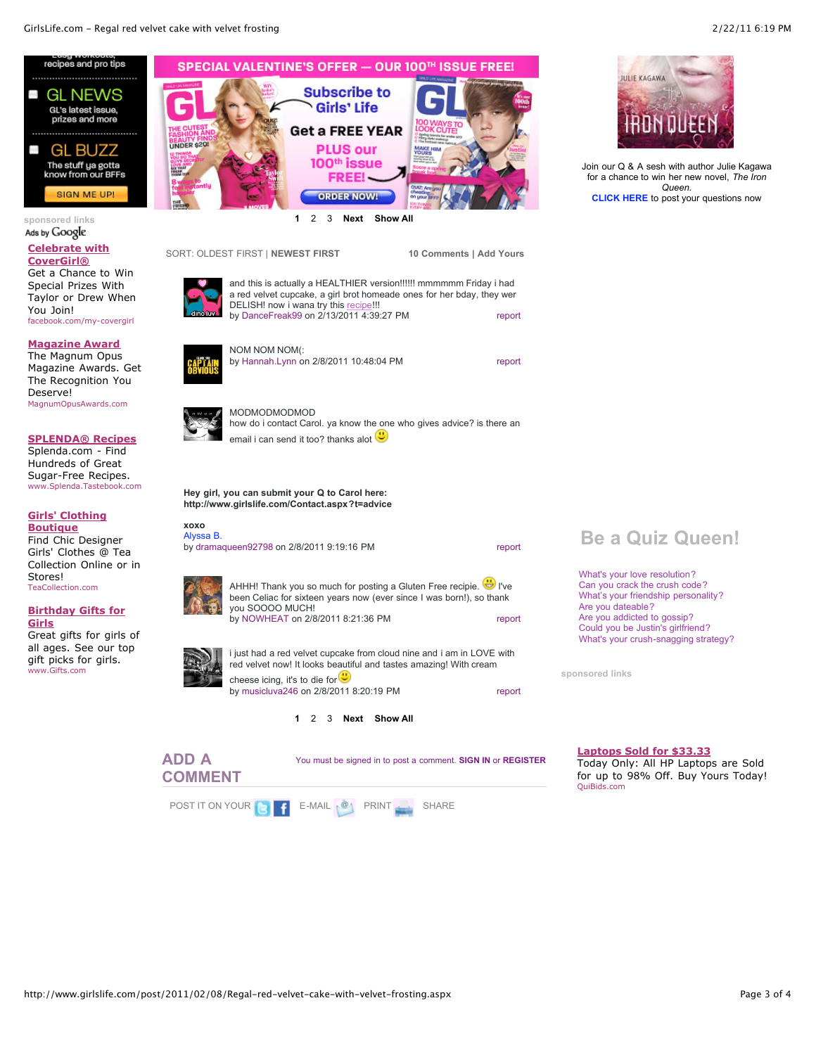recipes and pro tips

GL NEWS
GL's latest issue, prizes and more

GL BUZZ
The stuff ya gotta know from our BFFs

SIGN ME UP!

sponsored links

Ads by Google

**Celebrate with CoverGirl®**
Get a Chance to Win Special Prizes With Taylor or Drew When You Join!
facebook.com/my-covergirl

**Magazine Award**
The Magnum Opus Magazine Awards. Get The Recognition You Deserve!
MagnumOpusAwards.com

**SPLENDA® Recipes**
Splenda.com - Find Hundreds of Great Sugar-Free Recipes.
www.Splenda.Tastebook.com

**Girls' Clothing Boutique**
Find Chic Designer Girls' Clothes @ Tea Collection Online or in Stores!
TeaCollection.com

**Birthday Gifts for Girls**
Great gifts for girls of all ages. See our top gift picks for girls.
www.Gifts.com

SPECIAL VALENTINE'S OFFER — OUR 100TH ISSUE FREE!

Subscribe to Girls' Life
Get a FREE YEAR
PLUS our 100th issue FREE!
ORDER NOW!

1 2 3 **Next** **Show All**

SORT: OLDEST FIRST | **NEWEST FIRST** **10 Comments | Add Yours**

and this is actually a HEALTHIER version!!!!!! mmmmmm Friday i had a red velvet cupcake, a girl brot homeade ones for her bday, they wer DELISH! now i wana try this recipe!!!
by DanceFreak99 on 2/13/2011 4:39:27 PM report

NOM NOM NOM(:
by Hannah.Lynn on 2/8/2011 10:48:04 PM report

MODMODMODMOD
how do i contact Carol. ya know the one who gives advice? is there an email i can send it too? thanks alot

**Hey girl, you can submit your Q to Carol here:**
**http://www.girlslife.com/Contact.aspx?t=advice**

**xoxo**
Alyssa B.
by dramaqueen92798 on 2/8/2011 9:19:16 PM report

AHHH! Thank you so much for posting a Gluten Free recipie. I've been Celiac for sixteen years now (ever since I was born!), so thank you SOOOO MUCH!
by NOWHEAT on 2/8/2011 8:21:36 PM report

i just had a red velvet cupcake from cloud nine and i am in LOVE with red velvet now! It looks beautiful and tastes amazing! With cream cheese icing, it's to die for
by musicluva246 on 2/8/2011 8:20:19 PM report

1 2 3 **Next** **Show All**

## ADD A COMMENT

You must be signed in to post a comment. **SIGN IN** or **REGISTER**

POST IT ON YOUR E-MAIL PRINT SHARE

Join our Q & A sesh with author Julie Kagawa for a chance to win her new novel, *The Iron Queen*.
**CLICK HERE** to post your questions now

## Be a Quiz Queen!

- What's your love resolution?
- Can you crack the crush code?
- What's your friendship personality?
- Are you dateable?
- Are you addicted to gossip?
- Could you be Justin's girlfriend?
- What's your crush-snagging strategy?

sponsored links

**Laptops Sold for $33.33**
Today Only: All HP Laptops are Sold for up to 98% Off. Buy Yours Today!
QuiBids.com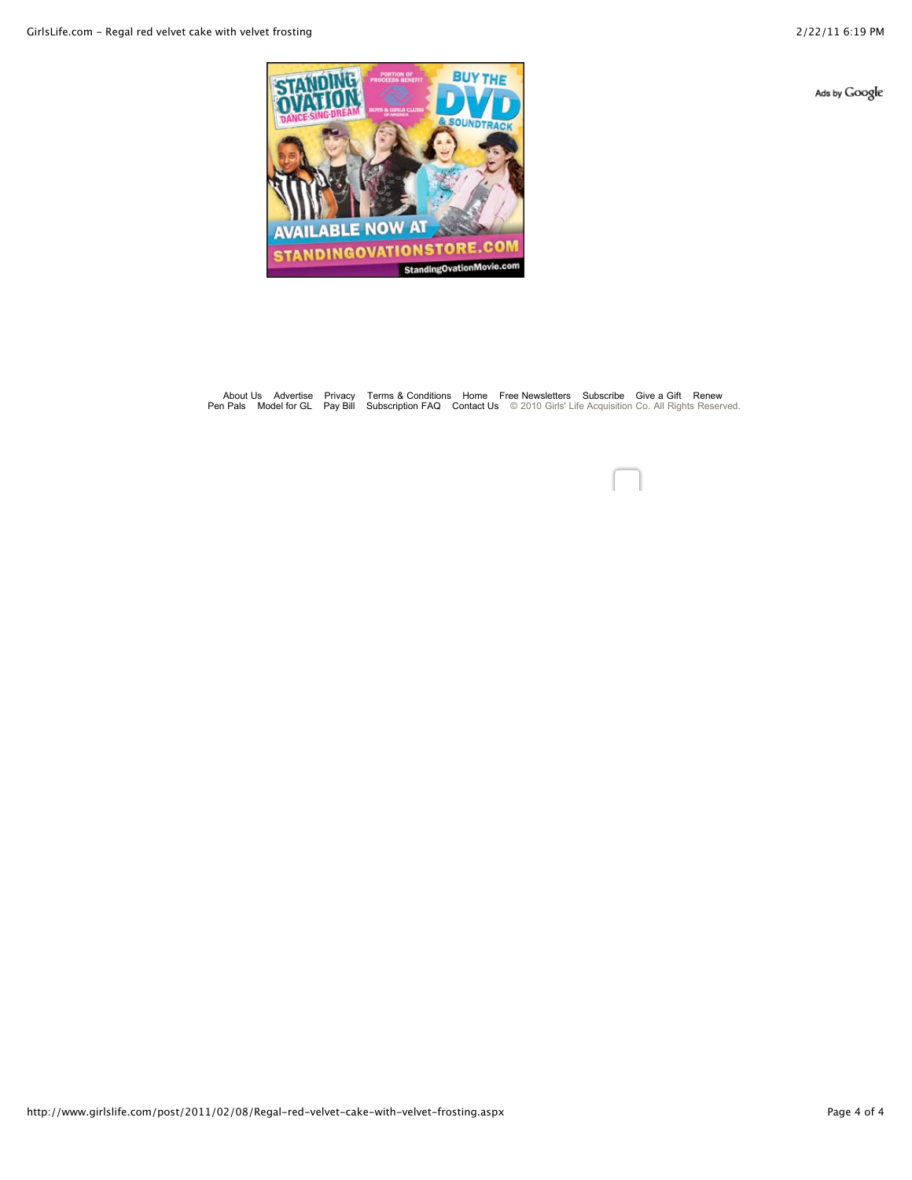Ads by Google

About Us Advertise Privacy Terms & Conditions Home Free Newsletters Subscribe Give a Gift Renew
Pen Pals Model for GL Pay Bill Subscription FAQ Contact Us © 2010 Girls' Life Acquisition Co. All Rights Reserved.